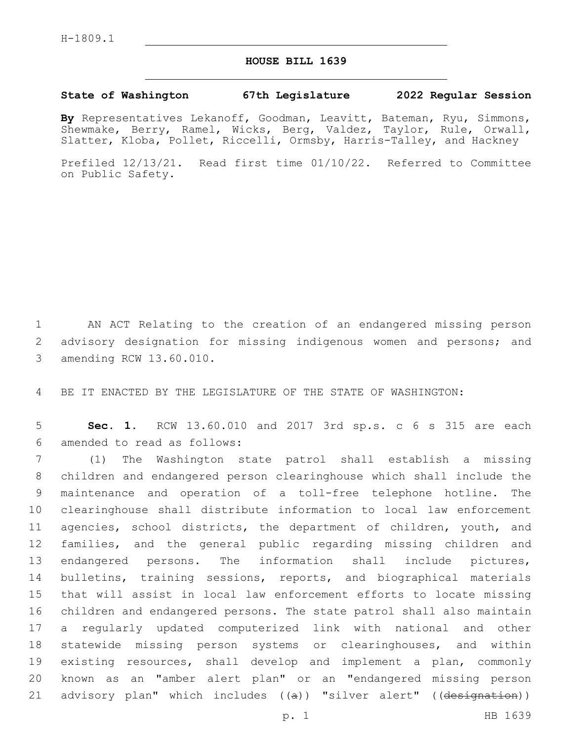H-1809.1

**HOUSE BILL 1639**

**State of Washington 67th Legislature 2022 Regular Session**

**By** Representatives Lekanoff, Goodman, Leavitt, Bateman, Ryu, Simmons, Shewmake, Berry, Ramel, Wicks, Berg, Valdez, Taylor, Rule, Orwall, Slatter, Kloba, Pollet, Riccelli, Ormsby, Harris-Talley, and Hackney

Prefiled 12/13/21. Read first time 01/10/22. Referred to Committee on Public Safety.

AN ACT Relating to the creation of an endangered missing person advisory designation for missing indigenous women and persons; and amending RCW 13.60.010.

BE IT ENACTED BY THE LEGISLATURE OF THE STATE OF WASHINGTON:

**Sec. 1.** RCW 13.60.010 and 2017 3rd sp.s. c 6 s 315 are each amended to read as follows:

(1) The Washington state patrol shall establish a missing children and endangered person clearinghouse which shall include the maintenance and operation of a toll-free telephone hotline. The clearinghouse shall distribute information to local law enforcement agencies, school districts, the department of children, youth, and families, and the general public regarding missing children and endangered persons. The information shall include pictures, bulletins, training sessions, reports, and biographical materials that will assist in local law enforcement efforts to locate missing children and endangered persons. The state patrol shall also maintain a regularly updated computerized link with national and other statewide missing person systems or clearinghouses, and within existing resources, shall develop and implement a plan, commonly known as an "amber alert plan" or an "endangered missing person advisory plan" which includes ((~~a~~)) "silver alert" ((~~designation~~))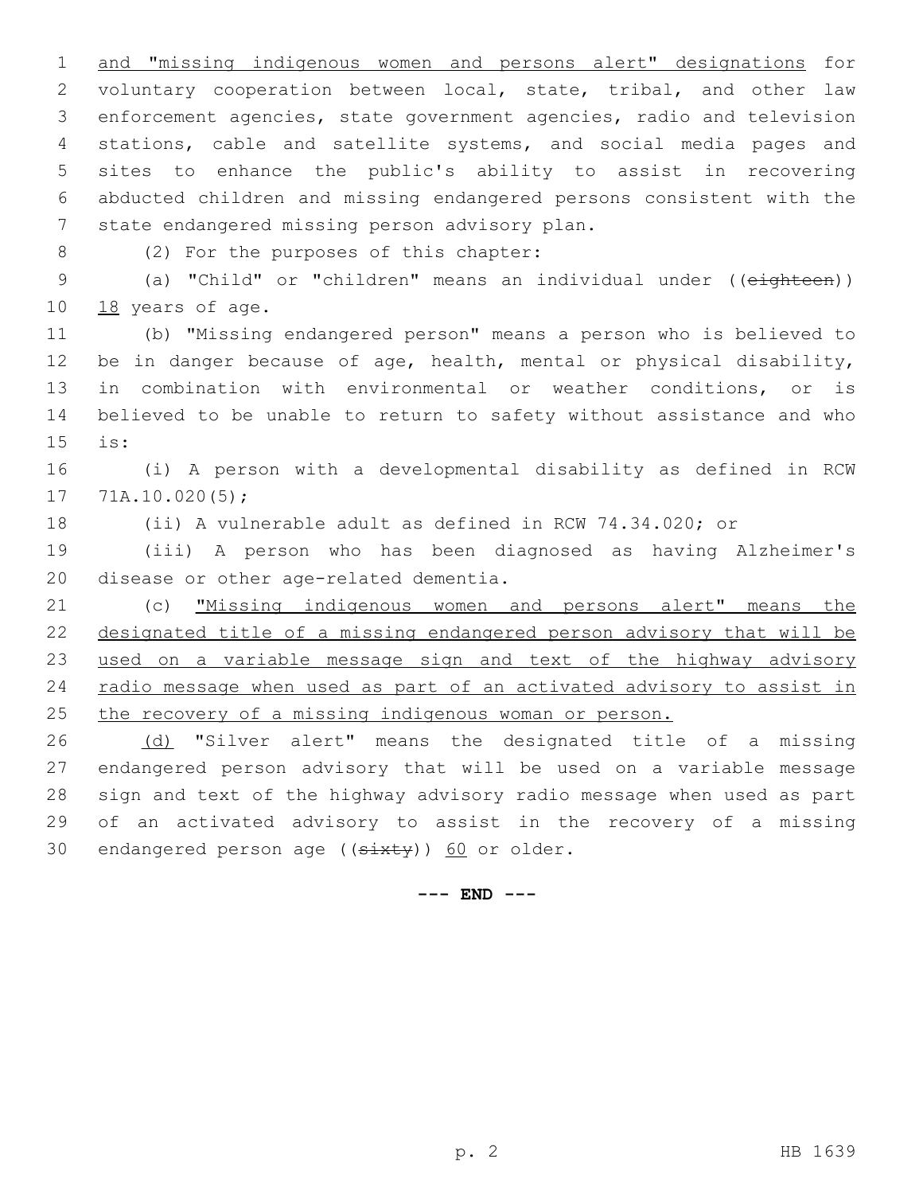and "missing indigenous women and persons alert" designations for voluntary cooperation between local, state, tribal, and other law enforcement agencies, state government agencies, radio and television stations, cable and satellite systems, and social media pages and sites to enhance the public's ability to assist in recovering abducted children and missing endangered persons consistent with the state endangered missing person advisory plan.

(2) For the purposes of this chapter:

(a) "Child" or "children" means an individual under ((~~eighteen~~)) 18 years of age.

(b) "Missing endangered person" means a person who is believed to be in danger because of age, health, mental or physical disability, in combination with environmental or weather conditions, or is believed to be unable to return to safety without assistance and who is:

(i) A person with a developmental disability as defined in RCW 71A.10.020(5);

(ii) A vulnerable adult as defined in RCW 74.34.020; or

(iii) A person who has been diagnosed as having Alzheimer's disease or other age-related dementia.

(c) "Missing indigenous women and persons alert" means the designated title of a missing endangered person advisory that will be used on a variable message sign and text of the highway advisory radio message when used as part of an activated advisory to assist in the recovery of a missing indigenous woman or person.

(d) "Silver alert" means the designated title of a missing endangered person advisory that will be used on a variable message sign and text of the highway advisory radio message when used as part of an activated advisory to assist in the recovery of a missing endangered person age ((~~sixty~~)) 60 or older.

**--- END ---**